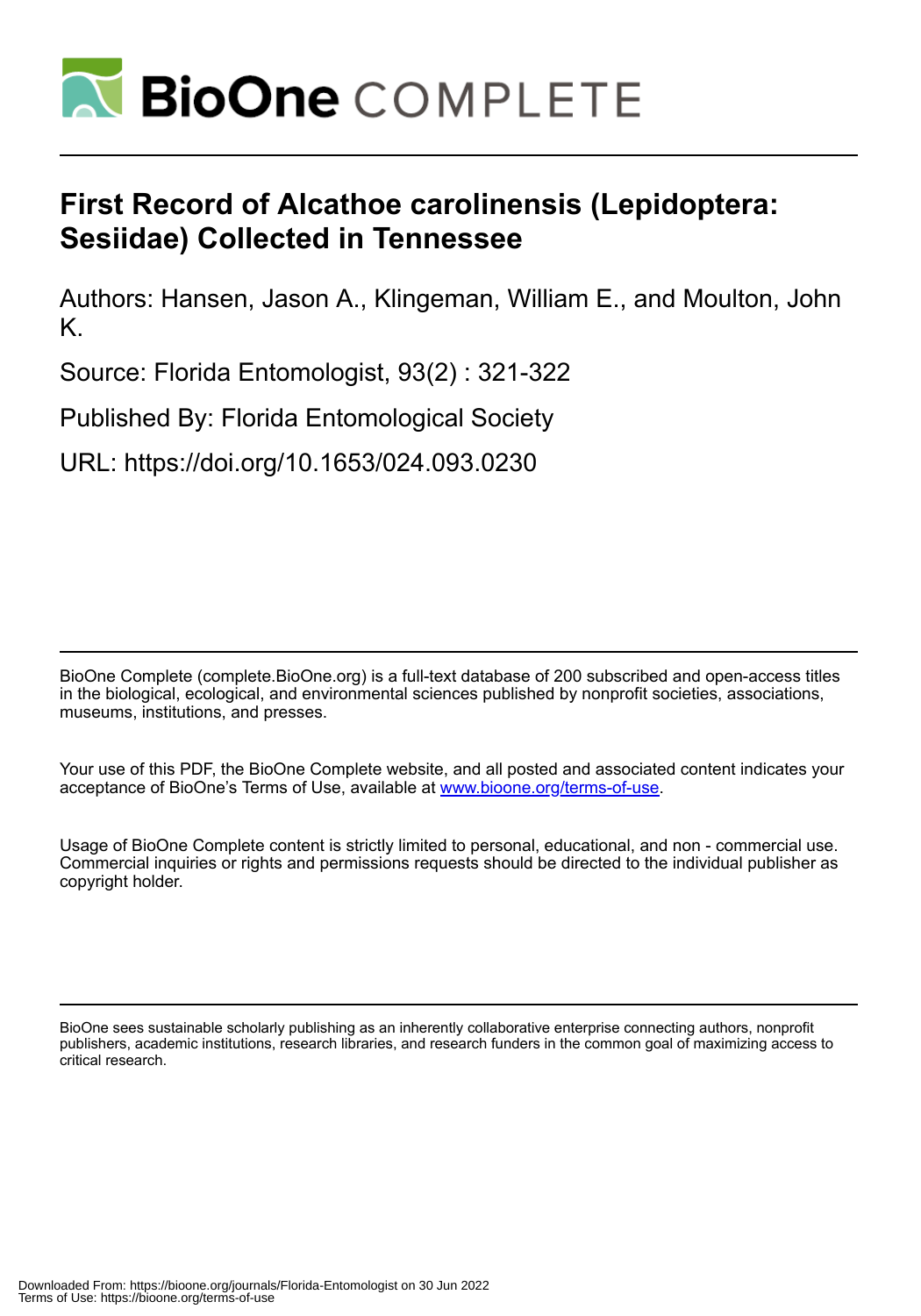# First Record of Alcathoe carolinensis (Lepidoptera: Sesiidae) Collected in Tennessee

Authors: Hansen, Jason A., Klingeman, William E., and Moulton, John K.

Source: Florida Entomologist, 93(2) : 321-322

Published By: Florida Entomological Society

URL: https://doi.org/10.1653/024.093.0230

BioOne Complete (complete.BioOne.org) is a full-text database of 200 subscribed and open-access titles in the biological, ecological, and environmental sciences published by nonprofit societies, associations, museums, institutions, and presses.

Your use of this PDF, the BioOne Complete website, and all posted and associated content indicates your acceptance of BioOne's Terms of Use, available at www.bioone.org/terms-of-use.

Usage of BioOne Complete content is strictly limited to personal, educational, and non - commercial use. Commercial inquiries or rights and permissions requests should be directed to the individual publisher as copyright holder.

BioOne sees sustainable scholarly publishing as an inherently collaborative enterprise connecting authors, nonprofit publishers, academic institutions, research libraries, and research funders in the common goal of maximizing access to critical research.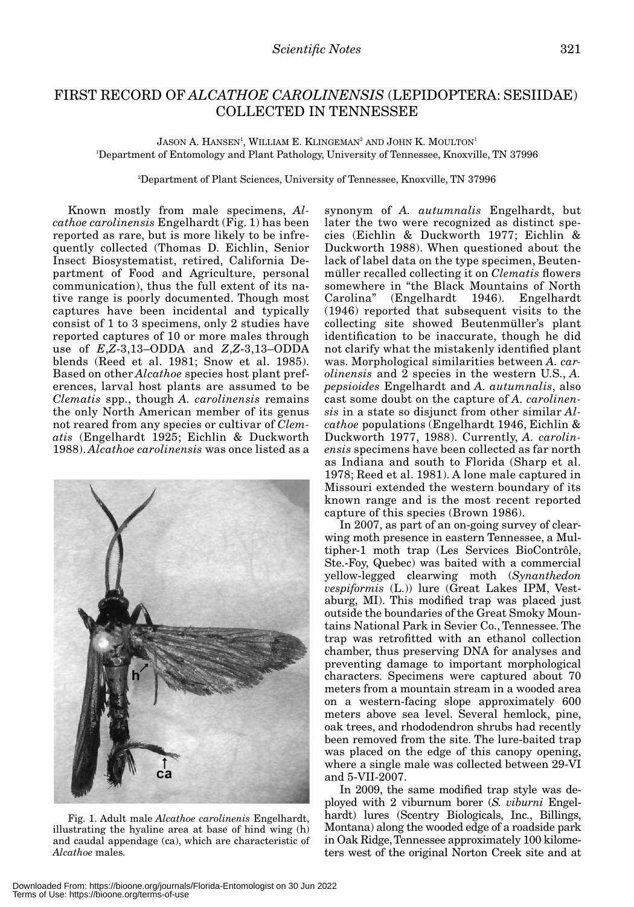# FIRST RECORD OF *ALCATHOE CAROLINENSIS* (LEPIDOPTERA: SESIIDAE) COLLECTED IN TENNESSEE

JASON A. HANSEN[1], WILLIAM E. KLINGEMAN[2] AND JOHN K. MOULTON[1]

[1]Department of Entomology and Plant Pathology, University of Tennessee, Knoxville, TN 37996

[2]Department of Plant Sciences, University of Tennessee, Knoxville, TN 37996

Known mostly from male specimens, *Alcathoe carolinensis* Engelhardt (Fig. 1) has been reported as rare, but is more likely to be infrequently collected (Thomas D. Eichlin, Senior Insect Biosystematist, retired, California Department of Food and Agriculture, personal communication), thus the full extent of its native range is poorly documented. Though most captures have been incidental and typically consist of 1 to 3 specimens, only 2 studies have reported captures of 10 or more males through use of *E*,*Z*-3,13–ODDA and *Z*,*Z*-3,13–ODDA blends (Reed et al. 1981; Snow et al. 1985). Based on other *Alcathoe* species host plant preferences, larval host plants are assumed to be *Clematis* spp., though *A. carolinensis* remains the only North American member of its genus not reared from any species or cultivar of *Clematis* (Engelhardt 1925; Eichlin & Duckworth 1988). *Alcathoe carolinensis* was once listed as a synonym of *A. autumnalis* Engelhardt, but later the two were recognized as distinct species (Eichlin & Duckworth 1977; Eichlin & Duckworth 1988). When questioned about the lack of label data on the type specimen, Beutenmüller recalled collecting it on *Clematis* flowers somewhere in "the Black Mountains of North Carolina" (Engelhardt 1946). Engelhardt (1946) reported that subsequent visits to the collecting site showed Beutenmüller's plant identification to be inaccurate, though he did not clarify what the mistakenly identified plant was. Morphological similarities between *A. carolinensis* and 2 species in the western U.S., *A. pepsioides* Engelhardt and *A. autumnalis*, also cast some doubt on the capture of *A. carolinensis* in a state so disjunct from other similar *Alcathoe* populations (Engelhardt 1946, Eichlin & Duckworth 1977, 1988). Currently, *A. carolinensis* specimens have been collected as far north as Indiana and south to Florida (Sharp et al. 1978; Reed et al. 1981). A lone male captured in Missouri extended the western boundary of its known range and is the most recent reported capture of this species (Brown 1986).

Fig. 1. Adult male *Alcathoe carolinenis* Engelhardt, illustrating the hyaline area at base of hind wing (h) and caudal appendage (ca), which are characteristic of *Alcathoe* males.

In 2007, as part of an on-going survey of clearwing moth presence in eastern Tennessee, a Multipher-1 moth trap (Les Services BioContrôle, Ste.-Foy, Quebec) was baited with a commercial yellow-legged clearwing moth (*Synanthedon vespiformis* (L.)) lure (Great Lakes IPM, Vestaburg, MI). This modified trap was placed just outside the boundaries of the Great Smoky Mountains National Park in Sevier Co., Tennessee. The trap was retrofitted with an ethanol collection chamber, thus preserving DNA for analyses and preventing damage to important morphological characters. Specimens were captured about 70 meters from a mountain stream in a wooded area on a western-facing slope approximately 600 meters above sea level. Several hemlock, pine, oak trees, and rhododendron shrubs had recently been removed from the site. The lure-baited trap was placed on the edge of this canopy opening, where a single male was collected between 29-VI and 5-VII-2007.

In 2009, the same modified trap style was deployed with 2 viburnum borer (*S. viburni* Engelhardt) lures (Scentry Biologicals, Inc., Billings, Montana) along the wooded edge of a roadside park in Oak Ridge, Tennessee approximately 100 kilometers west of the original Norton Creek site and at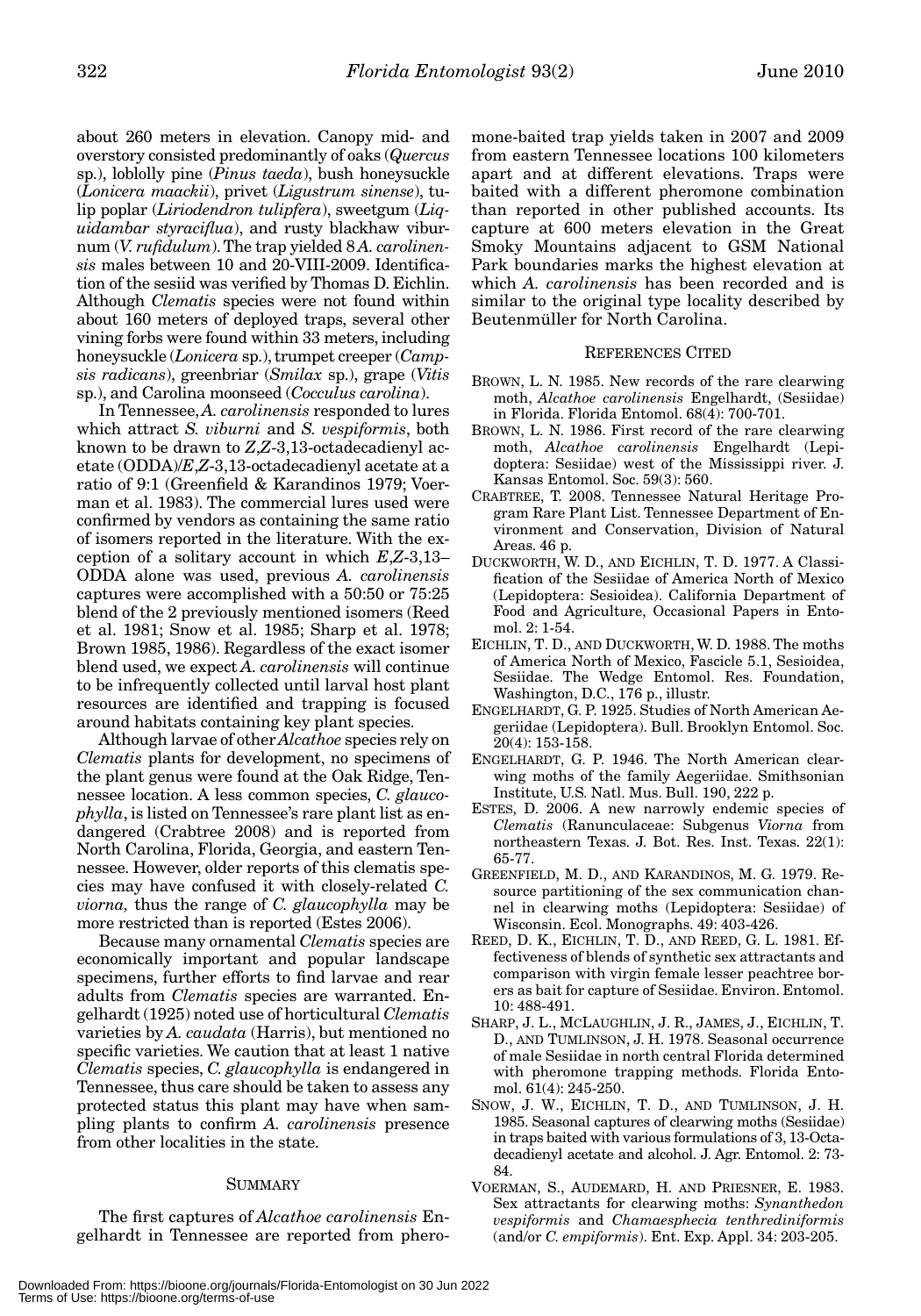about 260 meters in elevation. Canopy mid- and overstory consisted predominantly of oaks (*Quercus* sp.), loblolly pine (*Pinus taeda*), bush honeysuckle (*Lonicera maackii*), privet (*Ligustrum sinense*), tulip poplar (*Liriodendron tulipfera*), sweetgum (*Liquidambar styraciflua*), and rusty blackhaw viburnum (*V. rufidulum*). The trap yielded 8 *A. carolinensis* males between 10 and 20-VIII-2009. Identification of the sesiid was verified by Thomas D. Eichlin. Although *Clematis* species were not found within about 160 meters of deployed traps, several other vining forbs were found within 33 meters, including honeysuckle (*Lonicera* sp.), trumpet creeper (*Campsis radicans*), greenbriar (*Smilax* sp.), grape (*Vitis* sp.), and Carolina moonseed (*Cocculus carolina*).

In Tennessee, *A. carolinensis* responded to lures which attract *S. viburni* and *S. vespiformis*, both known to be drawn to *Z,Z*-3,13-octadecadienyl acetate (ODDA)/*E,Z*-3,13-octadecadienyl acetate at a ratio of 9:1 (Greenfield & Karandinos 1979; Voerman et al. 1983). The commercial lures used were confirmed by vendors as containing the same ratio of isomers reported in the literature. With the exception of a solitary account in which *E,Z*-3,13–ODDA alone was used, previous *A. carolinensis* captures were accomplished with a 50:50 or 75:25 blend of the 2 previously mentioned isomers (Reed et al. 1981; Snow et al. 1985; Sharp et al. 1978; Brown 1985, 1986). Regardless of the exact isomer blend used, we expect *A. carolinensis* will continue to be infrequently collected until larval host plant resources are identified and trapping is focused around habitats containing key plant species.

Although larvae of other *Alcathoe* species rely on *Clematis* plants for development, no specimens of the plant genus were found at the Oak Ridge, Tennessee location. A less common species, *C. glaucophylla*, is listed on Tennessee's rare plant list as endangered (Crabtree 2008) and is reported from North Carolina, Florida, Georgia, and eastern Tennessee. However, older reports of this clematis species may have confused it with closely-related *C. viorna*, thus the range of *C. glaucophylla* may be more restricted than is reported (Estes 2006).

Because many ornamental *Clematis* species are economically important and popular landscape specimens, further efforts to find larvae and rear adults from *Clematis* species are warranted. Engelhardt (1925) noted use of horticultural *Clematis* varieties by *A. caudata* (Harris), but mentioned no specific varieties. We caution that at least 1 native *Clematis* species, *C. glaucophylla* is endangered in Tennessee, thus care should be taken to assess any protected status this plant may have when sampling plants to confirm *A. carolinensis* presence from other localities in the state.

## SUMMARY

The first captures of *Alcathoe carolinensis* Engelhardt in Tennessee are reported from pheromone-baited trap yields taken in 2007 and 2009 from eastern Tennessee locations 100 kilometers apart and at different elevations. Traps were baited with a different pheromone combination than reported in other published accounts. Its capture at 600 meters elevation in the Great Smoky Mountains adjacent to GSM National Park boundaries marks the highest elevation at which *A. carolinensis* has been recorded and is similar to the original type locality described by Beutenmüller for North Carolina.

## REFERENCES CITED

BROWN, L. N. 1985. New records of the rare clearwing moth, *Alcathoe carolinensis* Engelhardt, (Sesiidae) in Florida. Florida Entomol. 68(4): 700-701.

BROWN, L. N. 1986. First record of the rare clearwing moth, *Alcathoe carolinensis* Engelhardt (Lepidoptera: Sesiidae) west of the Mississippi river. J. Kansas Entomol. Soc. 59(3): 560.

CRABTREE, T. 2008. Tennessee Natural Heritage Program Rare Plant List. Tennessee Department of Environment and Conservation, Division of Natural Areas. 46 p.

DUCKWORTH, W. D., AND EICHLIN, T. D. 1977. A Classification of the Sesiidae of America North of Mexico (Lepidoptera: Sesioidea). California Department of Food and Agriculture, Occasional Papers in Entomol. 2: 1-54.

EICHLIN, T. D., AND DUCKWORTH, W. D. 1988. The moths of America North of Mexico, Fascicle 5.1, Sesioidea, Sesiidae. The Wedge Entomol. Res. Foundation, Washington, D.C., 176 p., illustr.

ENGELHARDT, G. P. 1925. Studies of North American Aegeriidae (Lepidoptera). Bull. Brooklyn Entomol. Soc. 20(4): 153-158.

ENGELHARDT, G. P. 1946. The North American clearwing moths of the family Aegeriidae. Smithsonian Institute, U.S. Natl. Mus. Bull. 190, 222 p.

ESTES, D. 2006. A new narrowly endemic species of *Clematis* (Ranunculaceae: Subgenus *Viorna* from northeastern Texas. J. Bot. Res. Inst. Texas. 22(1): 65-77.

GREENFIELD, M. D., AND KARANDINOS, M. G. 1979. Resource partitioning of the sex communication channel in clearwing moths (Lepidoptera: Sesiidae) of Wisconsin. Ecol. Monographs. 49: 403-426.

REED, D. K., EICHLIN, T. D., AND REED, G. L. 1981. Effectiveness of blends of synthetic sex attractants and comparison with virgin female lesser peachtree borers as bait for capture of Sesiidae. Environ. Entomol. 10: 488-491.

SHARP, J. L., MCLAUGHLIN, J. R., JAMES, J., EICHLIN, T. D., AND TUMLINSON, J. H. 1978. Seasonal occurrence of male Sesiidae in north central Florida determined with pheromone trapping methods. Florida Entomol. 61(4): 245-250.

SNOW, J. W., EICHLIN, T. D., AND TUMLINSON, J. H. 1985. Seasonal captures of clearwing moths (Sesiidae) in traps baited with various formulations of 3, 13-Octadecadienyl acetate and alcohol. J. Agr. Entomol. 2: 73-84.

VOERMAN, S., AUDEMARD, H. AND PRIESNER, E. 1983. Sex attractants for clearwing moths: *Synanthedon vespiformis* and *Chamaesphecia tenthrediniformis* (and/or *C. empiformis*). Ent. Exp. Appl. 34: 203-205.